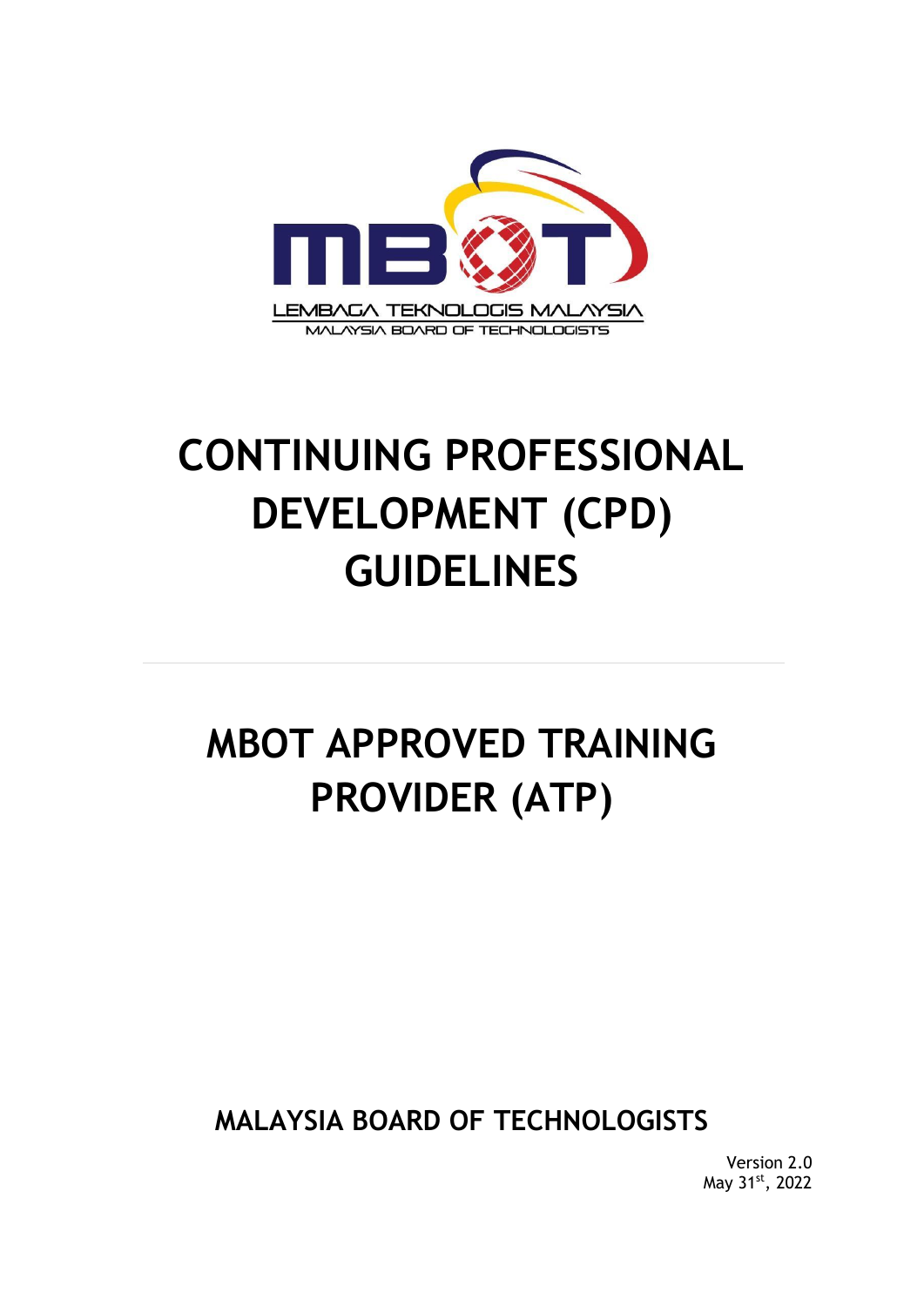LEMBAGA TEKNOLOGIS MALAYSIA

MALAYSIA BOARD OF TECHNOLOGISTS

# CONTINUING PROFESSIONAL DEVELOPMENT (CPD) GUIDELINES

---

# MBOT APPROVED TRAINING PROVIDER (ATP)

**MALAYSIA BOARD OF TECHNOLOGISTS**

Version 2.0

May 31st, 2022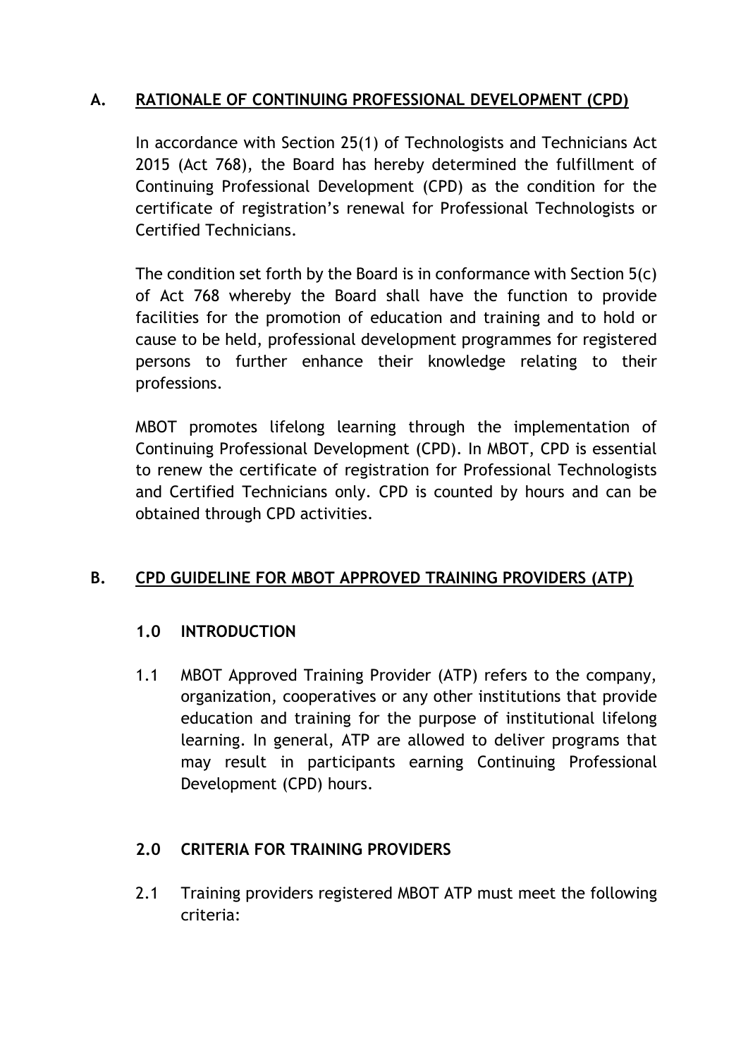## A. RATIONALE OF CONTINUING PROFESSIONAL DEVELOPMENT (CPD)

In accordance with Section 25(1) of Technologists and Technicians Act 2015 (Act 768), the Board has hereby determined the fulfillment of Continuing Professional Development (CPD) as the condition for the certificate of registration's renewal for Professional Technologists or Certified Technicians.

The condition set forth by the Board is in conformance with Section 5(c) of Act 768 whereby the Board shall have the function to provide facilities for the promotion of education and training and to hold or cause to be held, professional development programmes for registered persons to further enhance their knowledge relating to their professions.

MBOT promotes lifelong learning through the implementation of Continuing Professional Development (CPD). In MBOT, CPD is essential to renew the certificate of registration for Professional Technologists and Certified Technicians only. CPD is counted by hours and can be obtained through CPD activities.

## B. CPD GUIDELINE FOR MBOT APPROVED TRAINING PROVIDERS (ATP)

### 1.0 INTRODUCTION

1.1 MBOT Approved Training Provider (ATP) refers to the company, organization, cooperatives or any other institutions that provide education and training for the purpose of institutional lifelong learning. In general, ATP are allowed to deliver programs that may result in participants earning Continuing Professional Development (CPD) hours.

### 2.0 CRITERIA FOR TRAINING PROVIDERS

2.1 Training providers registered MBOT ATP must meet the following criteria: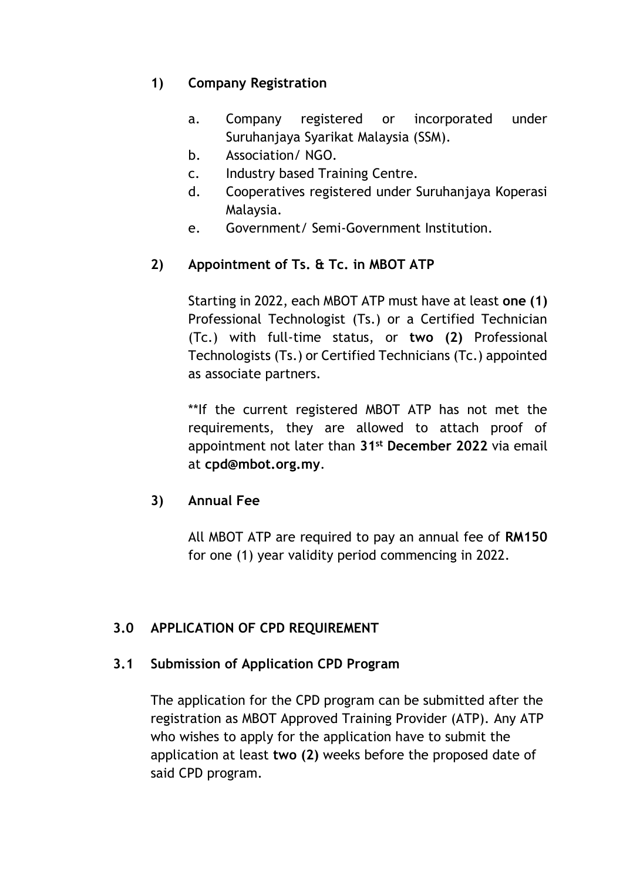**1) Company Registration**

a. Company registered or incorporated under Suruhanjaya Syarikat Malaysia (SSM).
b. Association/ NGO.
c. Industry based Training Centre.
d. Cooperatives registered under Suruhanjaya Koperasi Malaysia.
e. Government/ Semi-Government Institution.

**2) Appointment of Ts. & Tc. in MBOT ATP**

Starting in 2022, each MBOT ATP must have at least **one (1)** Professional Technologist (Ts.) or a Certified Technician (Tc.) with full-time status, or **two (2)** Professional Technologists (Ts.) or Certified Technicians (Tc.) appointed as associate partners.

**If the current registered MBOT ATP has not met the requirements, they are allowed to attach proof of appointment not later than **31st December 2022** via email at **cpd@mbot.org.my**.

**3) Annual Fee**

All MBOT ATP are required to pay an annual fee of **RM150** for one (1) year validity period commencing in 2022.

## 3.0 APPLICATION OF CPD REQUIREMENT

### 3.1 Submission of Application CPD Program

The application for the CPD program can be submitted after the registration as MBOT Approved Training Provider (ATP). Any ATP who wishes to apply for the application have to submit the application at least **two (2)** weeks before the proposed date of said CPD program.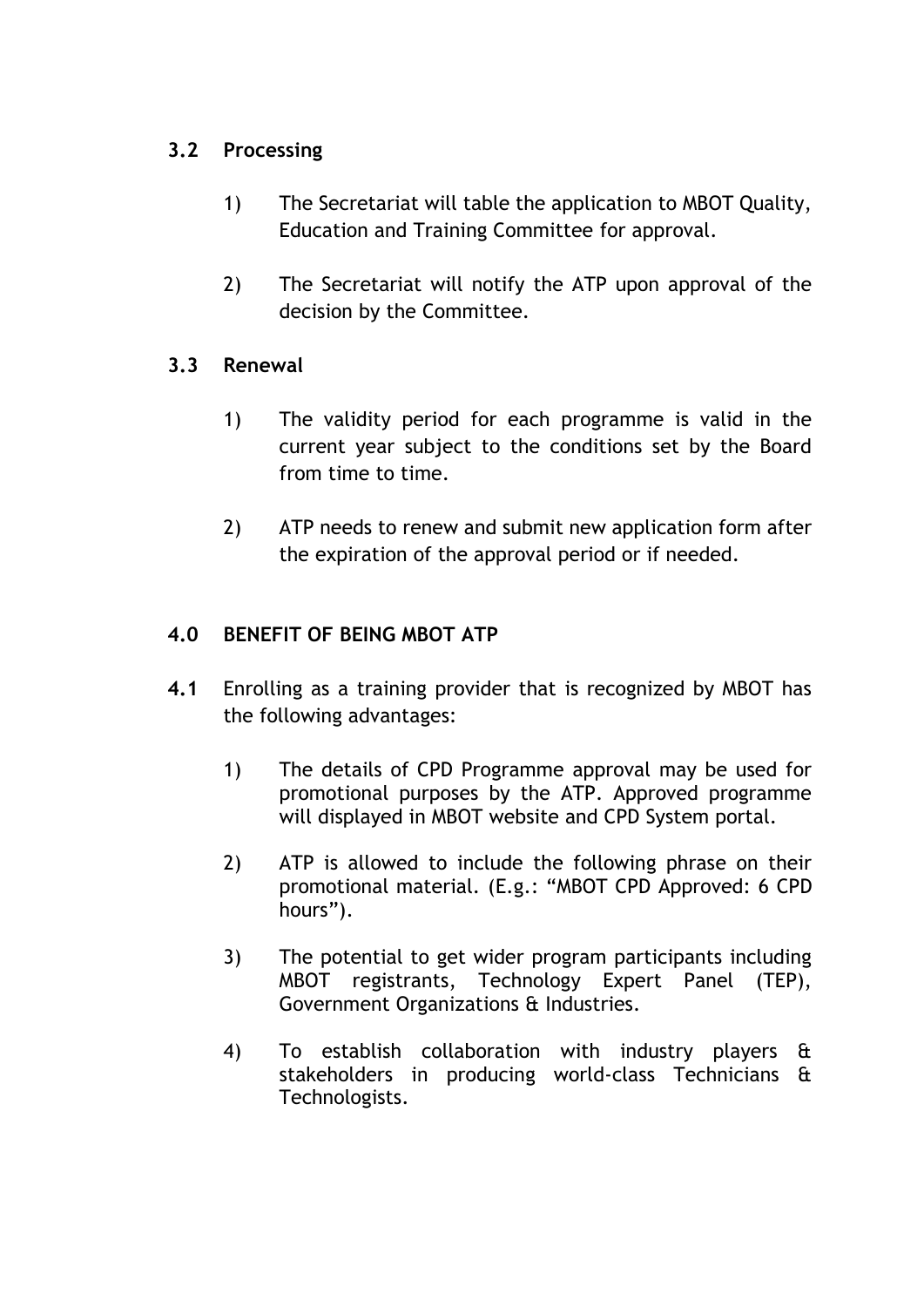### 3.2 Processing

1) The Secretariat will table the application to MBOT Quality, Education and Training Committee for approval.

2) The Secretariat will notify the ATP upon approval of the decision by the Committee.

### 3.3 Renewal

1) The validity period for each programme is valid in the current year subject to the conditions set by the Board from time to time.

2) ATP needs to renew and submit new application form after the expiration of the approval period or if needed.

## 4.0 BENEFIT OF BEING MBOT ATP

**4.1** Enrolling as a training provider that is recognized by MBOT has the following advantages:

1) The details of CPD Programme approval may be used for promotional purposes by the ATP. Approved programme will displayed in MBOT website and CPD System portal.

2) ATP is allowed to include the following phrase on their promotional material. (E.g.: "MBOT CPD Approved: 6 CPD hours").

3) The potential to get wider program participants including MBOT registrants, Technology Expert Panel (TEP), Government Organizations & Industries.

4) To establish collaboration with industry players & stakeholders in producing world-class Technicians & Technologists.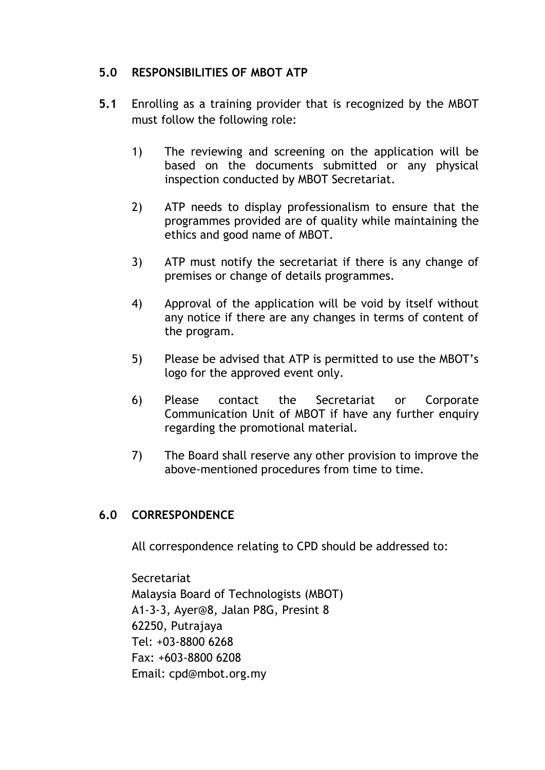## 5.0 RESPONSIBILITIES OF MBOT ATP

**5.1** Enrolling as a training provider that is recognized by the MBOT must follow the following role:

1) The reviewing and screening on the application will be based on the documents submitted or any physical inspection conducted by MBOT Secretariat.

2) ATP needs to display professionalism to ensure that the programmes provided are of quality while maintaining the ethics and good name of MBOT.

3) ATP must notify the secretariat if there is any change of premises or change of details programmes.

4) Approval of the application will be void by itself without any notice if there are any changes in terms of content of the program.

5) Please be advised that ATP is permitted to use the MBOT's logo for the approved event only.

6) Please contact the Secretariat or Corporate Communication Unit of MBOT if have any further enquiry regarding the promotional material.

7) The Board shall reserve any other provision to improve the above-mentioned procedures from time to time.

## 6.0 CORRESPONDENCE

All correspondence relating to CPD should be addressed to:

Secretariat
Malaysia Board of Technologists (MBOT)
A1-3-3, Ayer@8, Jalan P8G, Presint 8
62250, Putrajaya
Tel: +03-8800 6268
Fax: +603-8800 6208
Email: cpd@mbot.org.my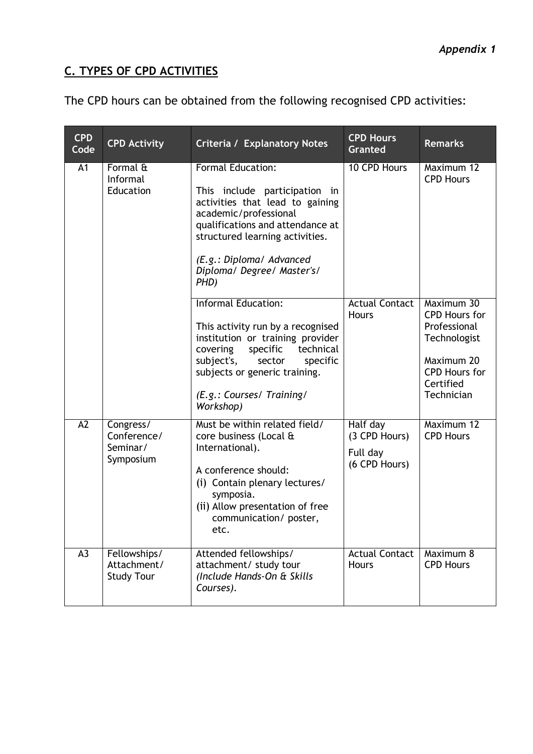*Appendix 1*

## C. TYPES OF CPD ACTIVITIES

The CPD hours can be obtained from the following recognised CPD activities:

| CPD Code | CPD Activity | Criteria / Explanatory Notes | CPD Hours Granted | Remarks |
|---|---|---|---|---|
| A1 | Formal & Informal Education | Formal Education:<br><br>This include participation in activities that lead to gaining academic/professional qualifications and attendance at structured learning activities.<br><br>*(E.g.: Diploma/ Advanced Diploma/ Degree/ Master's/ PHD)* | 10 CPD Hours | Maximum 12 CPD Hours |
| | | Informal Education:<br><br>This activity run by a recognised institution or training provider covering specific technical subject's, sector specific subjects or generic training.<br><br>*(E.g.: Courses/ Training/ Workshop)* | Actual Contact Hours | Maximum 30 CPD Hours for Professional Technologist<br><br>Maximum 20 CPD Hours for Certified Technician |
| A2 | Congress/ Conference/ Seminar/ Symposium | Must be within related field/ core business (Local & International).<br><br>A conference should:<br>(i) Contain plenary lectures/ symposia.<br>(ii) Allow presentation of free communication/ poster, etc. | Half day (3 CPD Hours)<br><br>Full day (6 CPD Hours) | Maximum 12 CPD Hours |
| A3 | Fellowships/ Attachment/ Study Tour | Attended fellowships/ attachment/ study tour *(Include Hands-On & Skills Courses).* | Actual Contact Hours | Maximum 8 CPD Hours |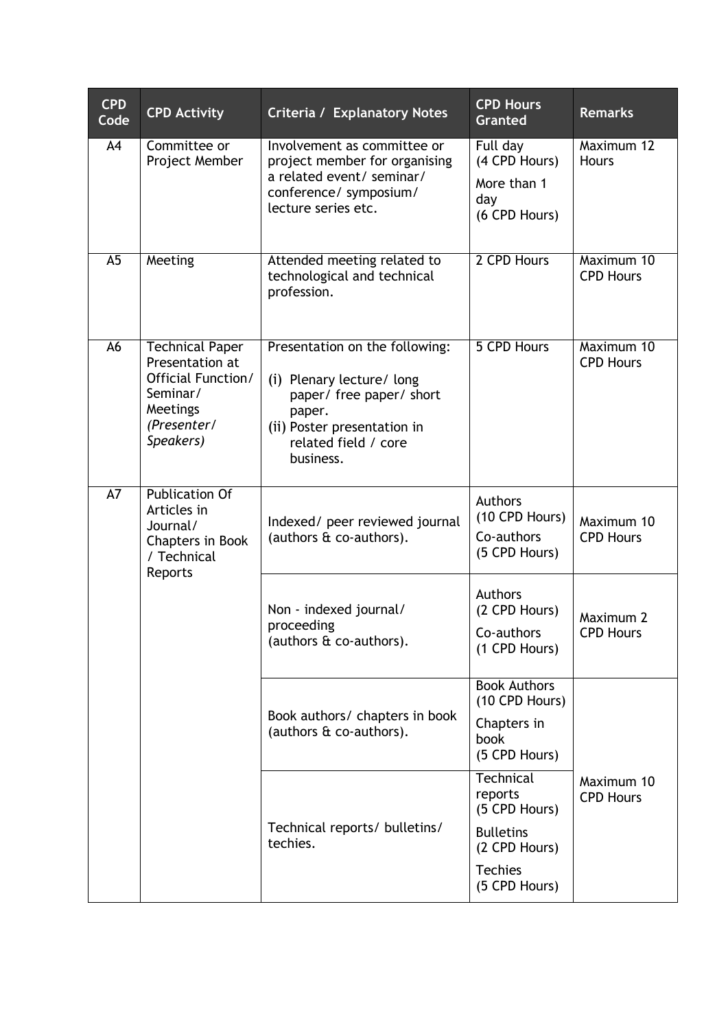| CPD Code | CPD Activity | Criteria / Explanatory Notes | CPD Hours Granted | Remarks |
|---|---|---|---|---|
| A4 | Committee or Project Member | Involvement as committee or project member for organising a related event/ seminar/ conference/ symposium/ lecture series etc. | Full day (4 CPD Hours)<br>More than 1 day (6 CPD Hours) | Maximum 12 Hours |
| A5 | Meeting | Attended meeting related to technological and technical profession. | 2 CPD Hours | Maximum 10 CPD Hours |
| A6 | Technical Paper Presentation at Official Function/ Seminar/ Meetings *(Presenter/ Speakers)* | Presentation on the following:<br>(i) Plenary lecture/ long paper/ free paper/ short paper.<br>(ii) Poster presentation in related field / core business. | 5 CPD Hours | Maximum 10 CPD Hours |
| A7 | Publication Of Articles in Journal/ Chapters in Book / Technical Reports | Indexed/ peer reviewed journal (authors & co-authors). | Authors (10 CPD Hours)<br>Co-authors (5 CPD Hours) | Maximum 10 CPD Hours |
| | | Non - indexed journal/ proceeding (authors & co-authors). | Authors (2 CPD Hours)<br>Co-authors (1 CPD Hours) | Maximum 2 CPD Hours |
| | | Book authors/ chapters in book (authors & co-authors). | Book Authors (10 CPD Hours)<br>Chapters in book (5 CPD Hours) | Maximum 10 CPD Hours |
| | | Technical reports/ bulletins/ techies. | Technical reports (5 CPD Hours)<br>Bulletins (2 CPD Hours)<br>Techies (5 CPD Hours) | |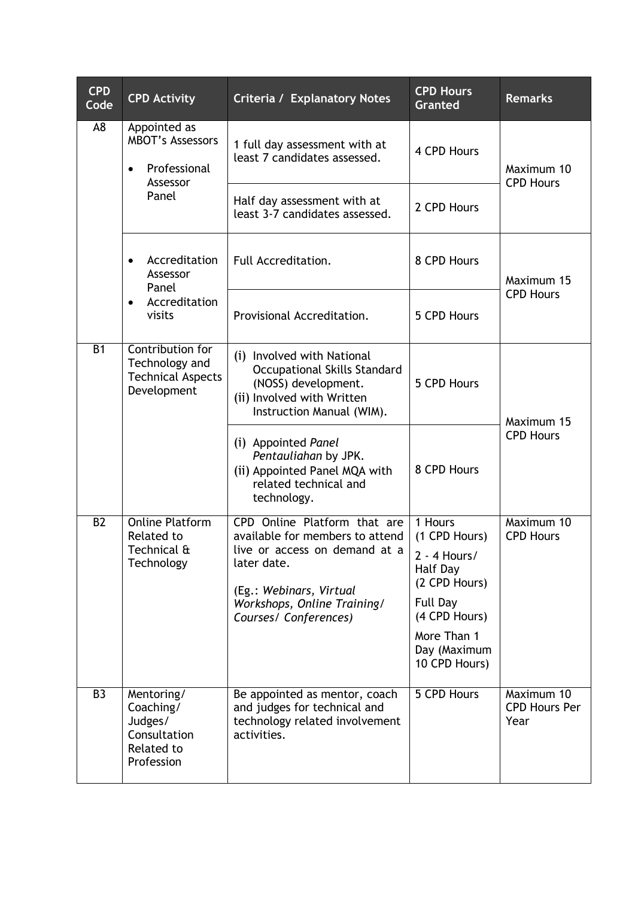| CPD Code | CPD Activity | Criteria / Explanatory Notes | CPD Hours Granted | Remarks |
|---|---|---|---|---|
| A8 | Appointed as MBOT's Assessors<br>• Professional Assessor Panel | 1 full day assessment with at least 7 candidates assessed. | 4 CPD Hours | Maximum 10 CPD Hours |
| | | Half day assessment with at least 3-7 candidates assessed. | 2 CPD Hours | |
| | • Accreditation Assessor Panel<br>• Accreditation visits | Full Accreditation. | 8 CPD Hours | Maximum 15 CPD Hours |
| | | Provisional Accreditation. | 5 CPD Hours | |
| B1 | Contribution for Technology and Technical Aspects Development | (i) Involved with National Occupational Skills Standard (NOSS) development.<br>(ii) Involved with Written Instruction Manual (WIM). | 5 CPD Hours | Maximum 15 CPD Hours |
| | | (i) Appointed *Panel Pentauliahan* by JPK.<br>(ii) Appointed Panel MQA with related technical and technology. | 8 CPD Hours | |
| B2 | Online Platform Related to Technical & Technology | CPD Online Platform that are available for members to attend live or access on demand at a later date.<br><br>(Eg.: *Webinars, Virtual Workshops, Online Training/ Courses/ Conferences)* | 1 Hours (1 CPD Hours)<br>2 - 4 Hours/ Half Day (2 CPD Hours)<br>Full Day (4 CPD Hours)<br>More Than 1 Day (Maximum 10 CPD Hours) | Maximum 10 CPD Hours |
| B3 | Mentoring/ Coaching/ Judges/ Consultation Related to Profession | Be appointed as mentor, coach and judges for technical and technology related involvement activities. | 5 CPD Hours | Maximum 10 CPD Hours Per Year |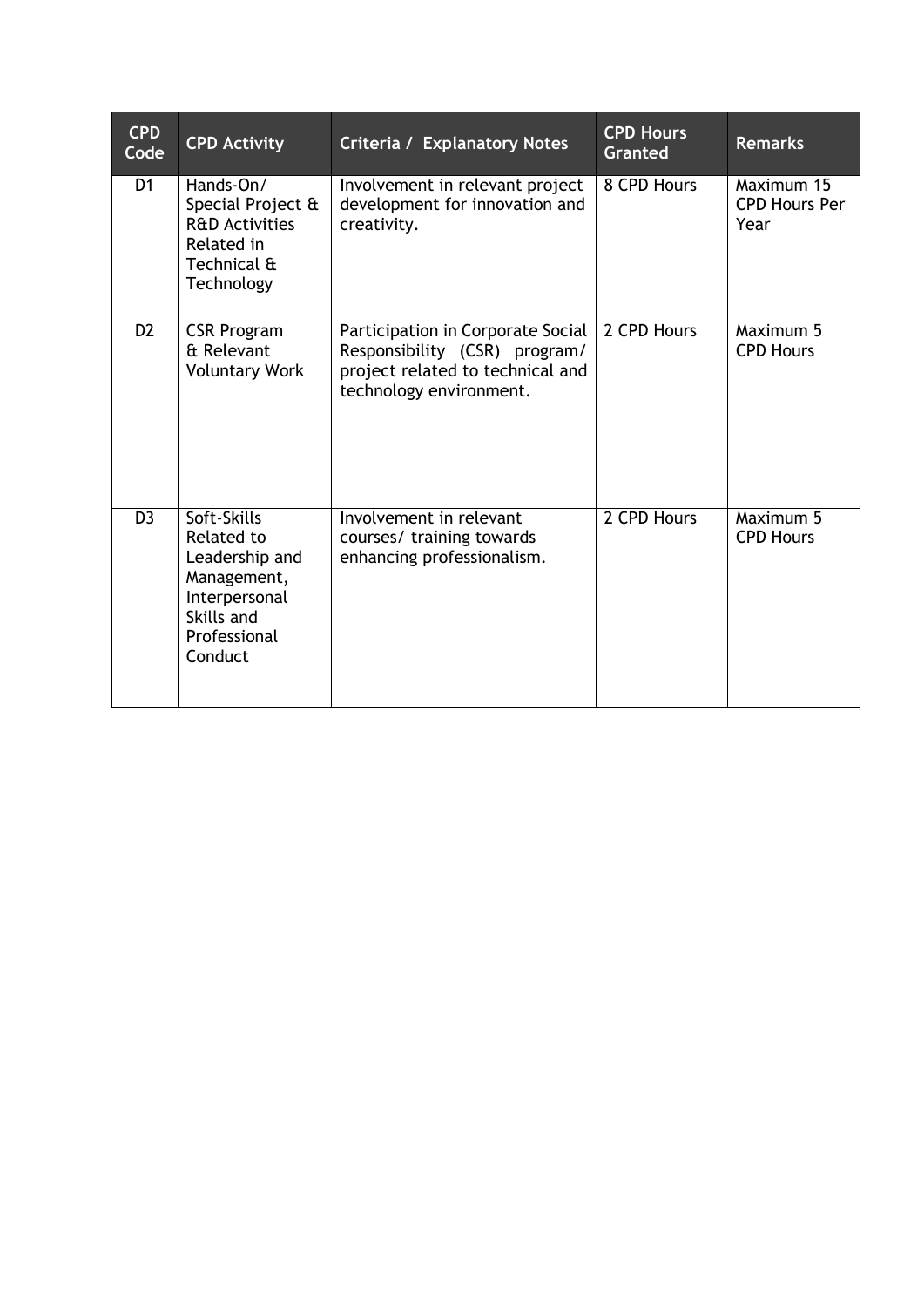| CPD Code | CPD Activity | Criteria / Explanatory Notes | CPD Hours Granted | Remarks |
|---|---|---|---|---|
| D1 | Hands-On/ Special Project & R&D Activities Related in Technical & Technology | Involvement in relevant project development for innovation and creativity. | 8 CPD Hours | Maximum 15 CPD Hours Per Year |
| D2 | CSR Program & Relevant Voluntary Work | Participation in Corporate Social Responsibility (CSR) program/ project related to technical and technology environment. | 2 CPD Hours | Maximum 5 CPD Hours |
| D3 | Soft-Skills Related to Leadership and Management, Interpersonal Skills and Professional Conduct | Involvement in relevant courses/ training towards enhancing professionalism. | 2 CPD Hours | Maximum 5 CPD Hours |